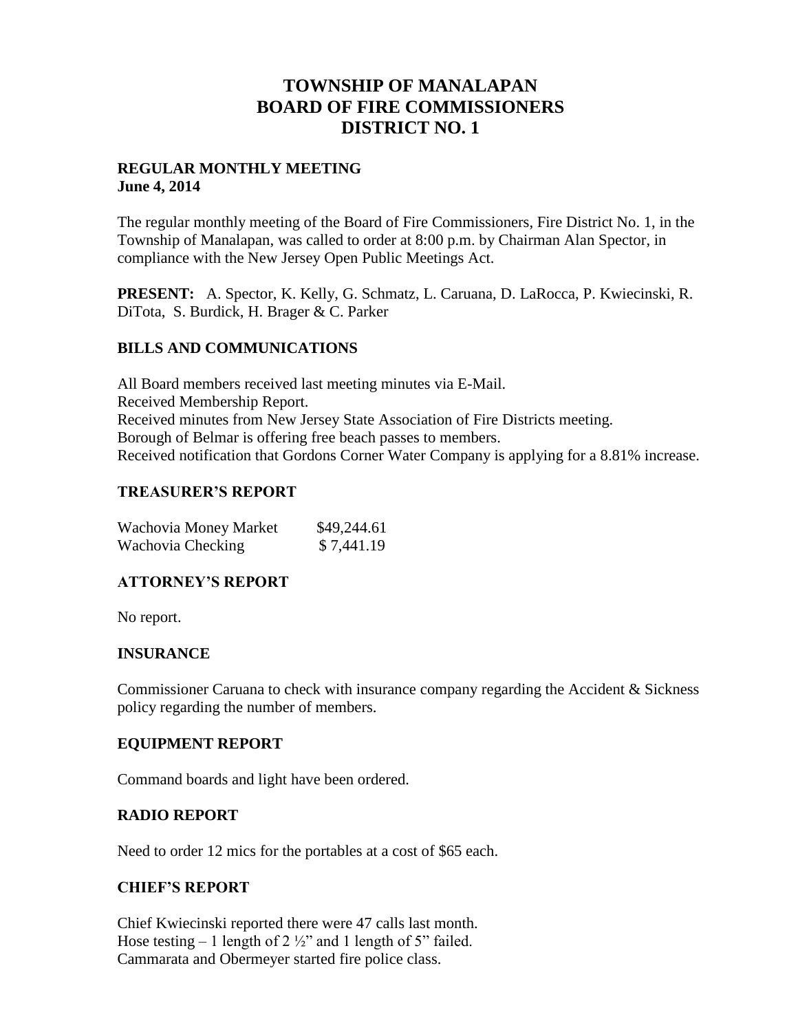# TOWNSHIP OF MANALAPAN
# BOARD OF FIRE COMMISSIONERS
# DISTRICT NO. 1

**REGULAR MONTHLY MEETING**
**June 4, 2014**

The regular monthly meeting of the Board of Fire Commissioners, Fire District No. 1, in the Township of Manalapan, was called to order at 8:00 p.m. by Chairman Alan Spector, in compliance with the New Jersey Open Public Meetings Act.

**PRESENT:** A. Spector, K. Kelly, G. Schmatz, L. Caruana, D. LaRocca, P. Kwiecinski, R. DiTota, S. Burdick, H. Brager & C. Parker

## BILLS AND COMMUNICATIONS

All Board members received last meeting minutes via E-Mail.
Received Membership Report.
Received minutes from New Jersey State Association of Fire Districts meeting.
Borough of Belmar is offering free beach passes to members.
Received notification that Gordons Corner Water Company is applying for a 8.81% increase.

## TREASURER'S REPORT

| | |
|---|---|
| Wachovia Money Market | $49,244.61 |
| Wachovia Checking | $ 7,441.19 |

## ATTORNEY'S REPORT

No report.

## INSURANCE

Commissioner Caruana to check with insurance company regarding the Accident & Sickness policy regarding the number of members.

## EQUIPMENT REPORT

Command boards and light have been ordered.

## RADIO REPORT

Need to order 12 mics for the portables at a cost of $65 each.

## CHIEF'S REPORT

Chief Kwiecinski reported there were 47 calls last month.
Hose testing – 1 length of 2 ½" and 1 length of 5" failed.
Cammarata and Obermeyer started fire police class.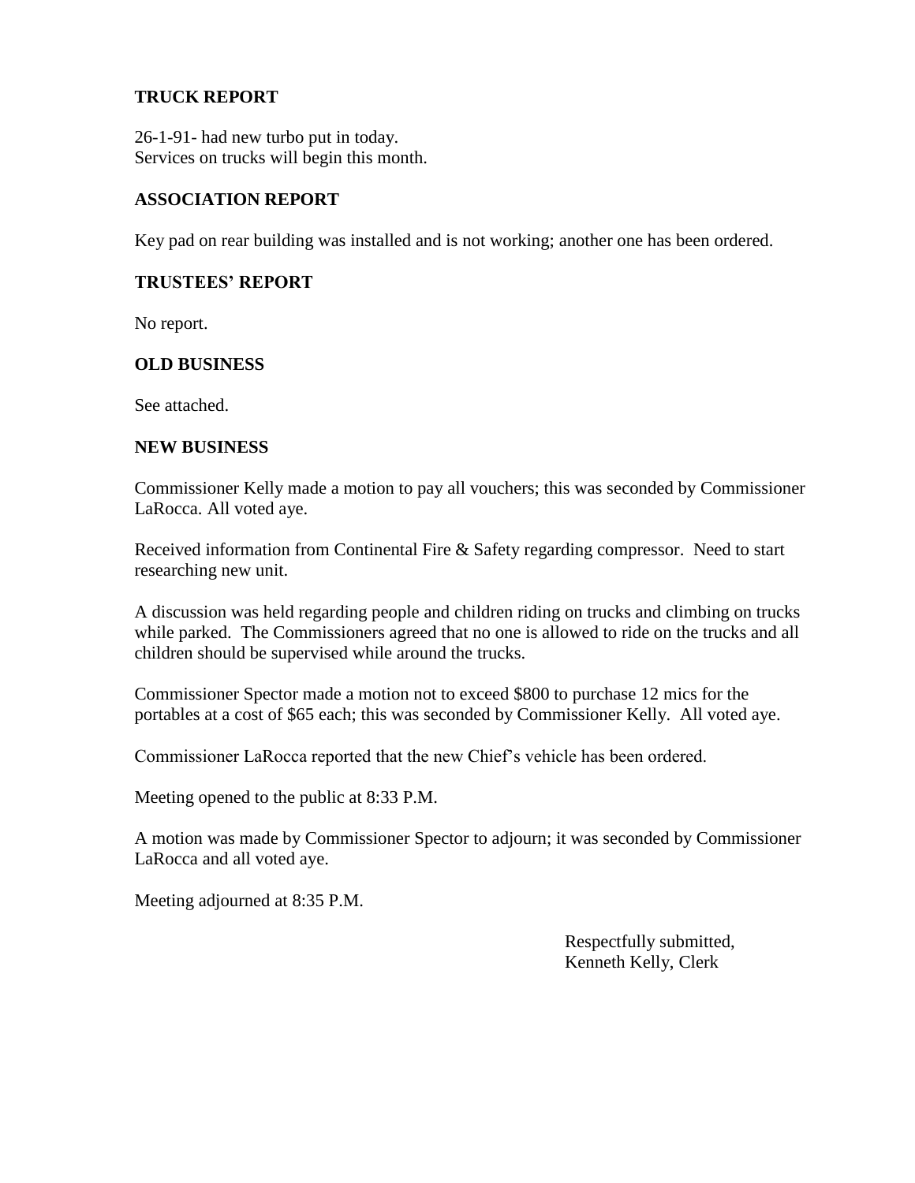## TRUCK REPORT

26-1-91- had new turbo put in today.
Services on trucks will begin this month.

## ASSOCIATION REPORT

Key pad on rear building was installed and is not working; another one has been ordered.

## TRUSTEES' REPORT

No report.

## OLD BUSINESS

See attached.

## NEW BUSINESS

Commissioner Kelly made a motion to pay all vouchers; this was seconded by Commissioner LaRocca. All voted aye.

Received information from Continental Fire & Safety regarding compressor. Need to start researching new unit.

A discussion was held regarding people and children riding on trucks and climbing on trucks while parked. The Commissioners agreed that no one is allowed to ride on the trucks and all children should be supervised while around the trucks.

Commissioner Spector made a motion not to exceed $800 to purchase 12 mics for the portables at a cost of $65 each; this was seconded by Commissioner Kelly. All voted aye.

Commissioner LaRocca reported that the new Chief's vehicle has been ordered.

Meeting opened to the public at 8:33 P.M.

A motion was made by Commissioner Spector to adjourn; it was seconded by Commissioner LaRocca and all voted aye.

Meeting adjourned at 8:35 P.M.

Respectfully submitted,
Kenneth Kelly, Clerk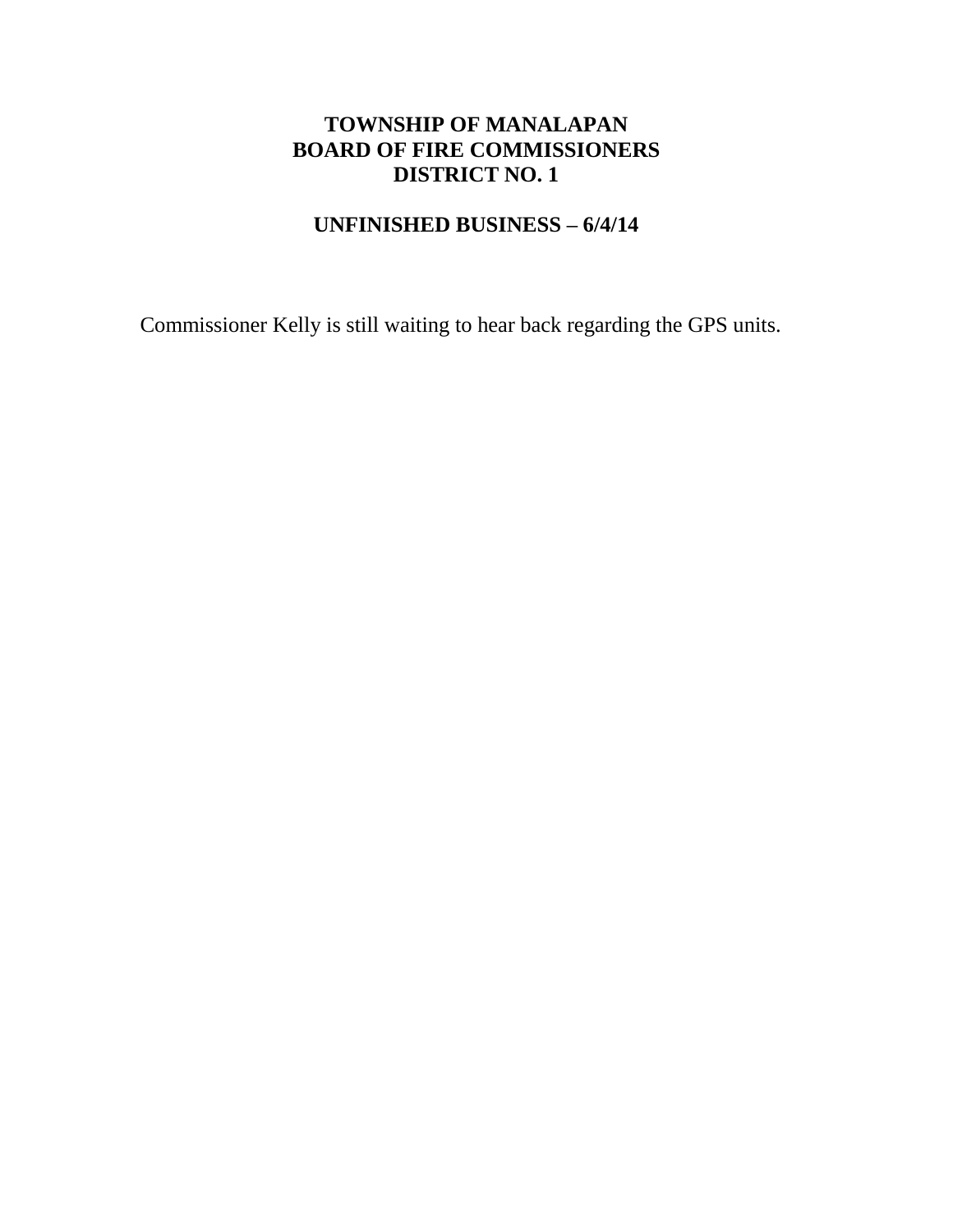**TOWNSHIP OF MANALAPAN**
**BOARD OF FIRE COMMISSIONERS**
**DISTRICT NO. 1**

**UNFINISHED BUSINESS – 6/4/14**

Commissioner Kelly is still waiting to hear back regarding the GPS units.